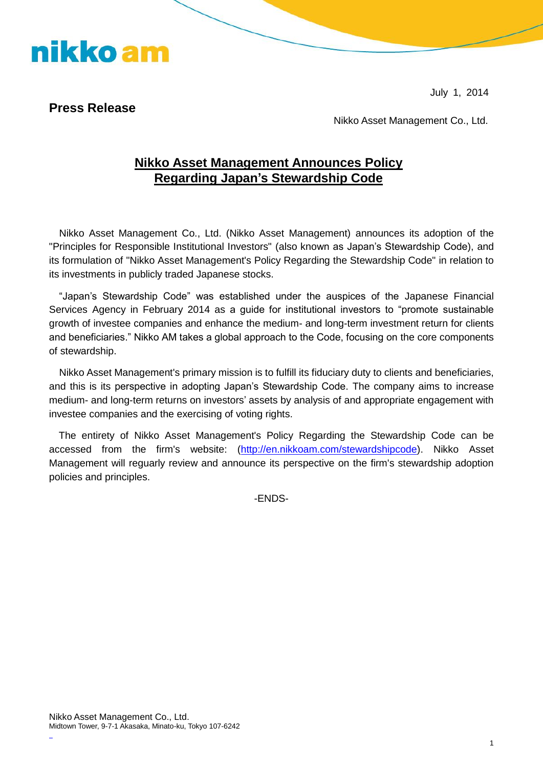nikko am

July 1, 2014

**Press Release**

Nikko Asset Management Co., Ltd.

# Nikko Asset Management Announces Policy Regarding Japan's Stewardship Code

Nikko Asset Management Co., Ltd. (Nikko Asset Management) announces its adoption of the "Principles for Responsible Institutional Investors" (also known as Japan's Stewardship Code), and its formulation of "Nikko Asset Management's Policy Regarding the Stewardship Code" in relation to its investments in publicly traded Japanese stocks.

"Japan's Stewardship Code" was established under the auspices of the Japanese Financial Services Agency in February 2014 as a guide for institutional investors to "promote sustainable growth of investee companies and enhance the medium- and long-term investment return for clients and beneficiaries." Nikko AM takes a global approach to the Code, focusing on the core components of stewardship.

Nikko Asset Management's primary mission is to fulfill its fiduciary duty to clients and beneficiaries, and this is its perspective in adopting Japan's Stewardship Code. The company aims to increase medium- and long-term returns on investors' assets by analysis of and appropriate engagement with investee companies and the exercising of voting rights.

The entirety of Nikko Asset Management's Policy Regarding the Stewardship Code can be accessed from the firm's website: (http://en.nikkoam.com/stewardshipcode). Nikko Asset Management will reguary review and announce its perspective on the firm's stewardship adoption policies and principles.

-ENDS-

Nikko Asset Management Co., Ltd.
Midtown Tower, 9-7-1 Akasaka, Minato-ku, Tokyo 107-6242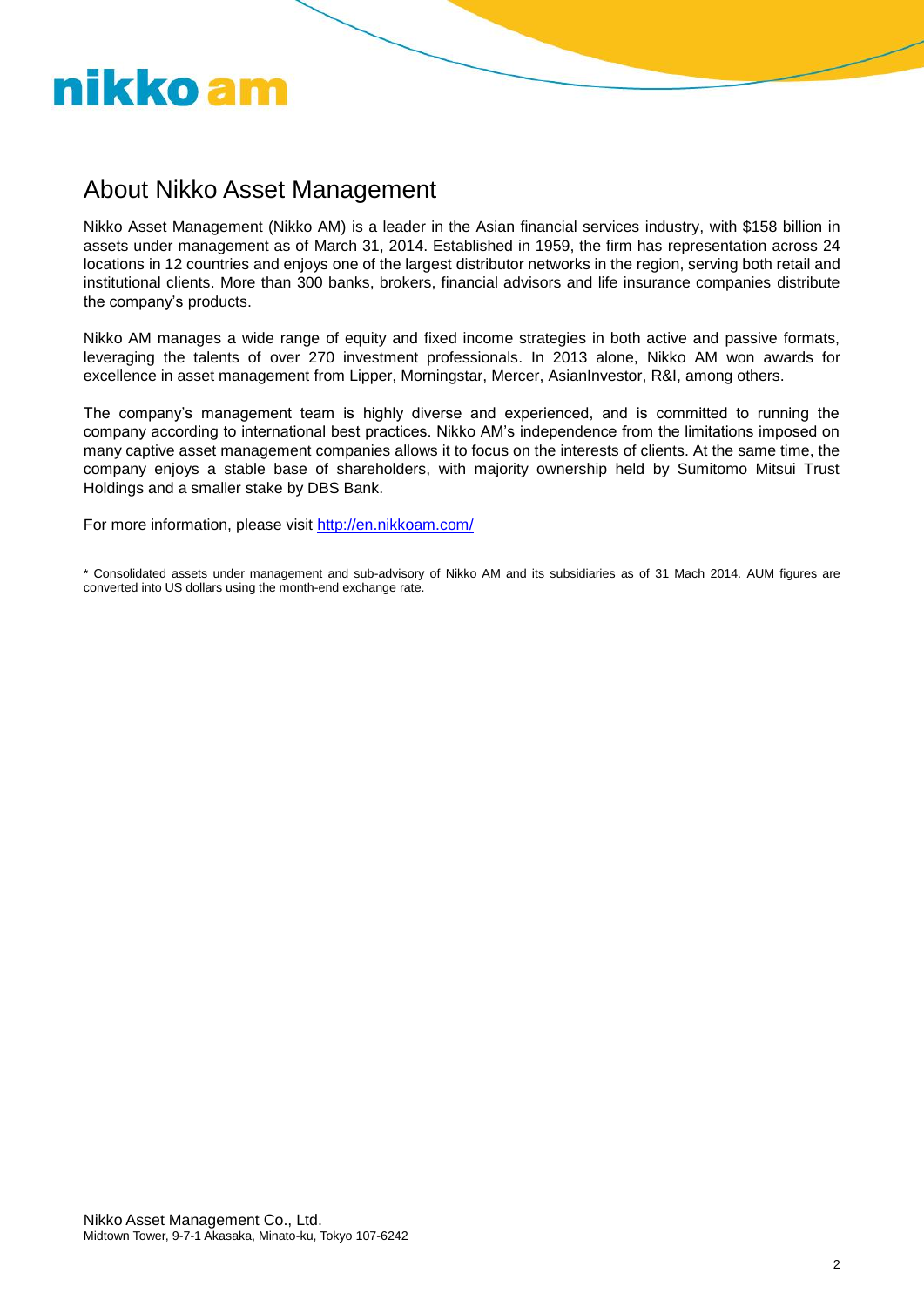nikko am

## About Nikko Asset Management

Nikko Asset Management (Nikko AM) is a leader in the Asian financial services industry, with $158 billion in assets under management as of March 31, 2014. Established in 1959, the firm has representation across 24 locations in 12 countries and enjoys one of the largest distributor networks in the region, serving both retail and institutional clients. More than 300 banks, brokers, financial advisors and life insurance companies distribute the company's products.

Nikko AM manages a wide range of equity and fixed income strategies in both active and passive formats, leveraging the talents of over 270 investment professionals. In 2013 alone, Nikko AM won awards for excellence in asset management from Lipper, Morningstar, Mercer, AsianInvestor, R&I, among others.

The company's management team is highly diverse and experienced, and is committed to running the company according to international best practices. Nikko AM's independence from the limitations imposed on many captive asset management companies allows it to focus on the interests of clients. At the same time, the company enjoys a stable base of shareholders, with majority ownership held by Sumitomo Mitsui Trust Holdings and a smaller stake by DBS Bank.

For more information, please visit http://en.nikkoam.com/

* Consolidated assets under management and sub-advisory of Nikko AM and its subsidiaries as of 31 Mach 2014. AUM figures are converted into US dollars using the month-end exchange rate.

Nikko Asset Management Co., Ltd.
Midtown Tower, 9-7-1 Akasaka, Minato-ku, Tokyo 107-6242